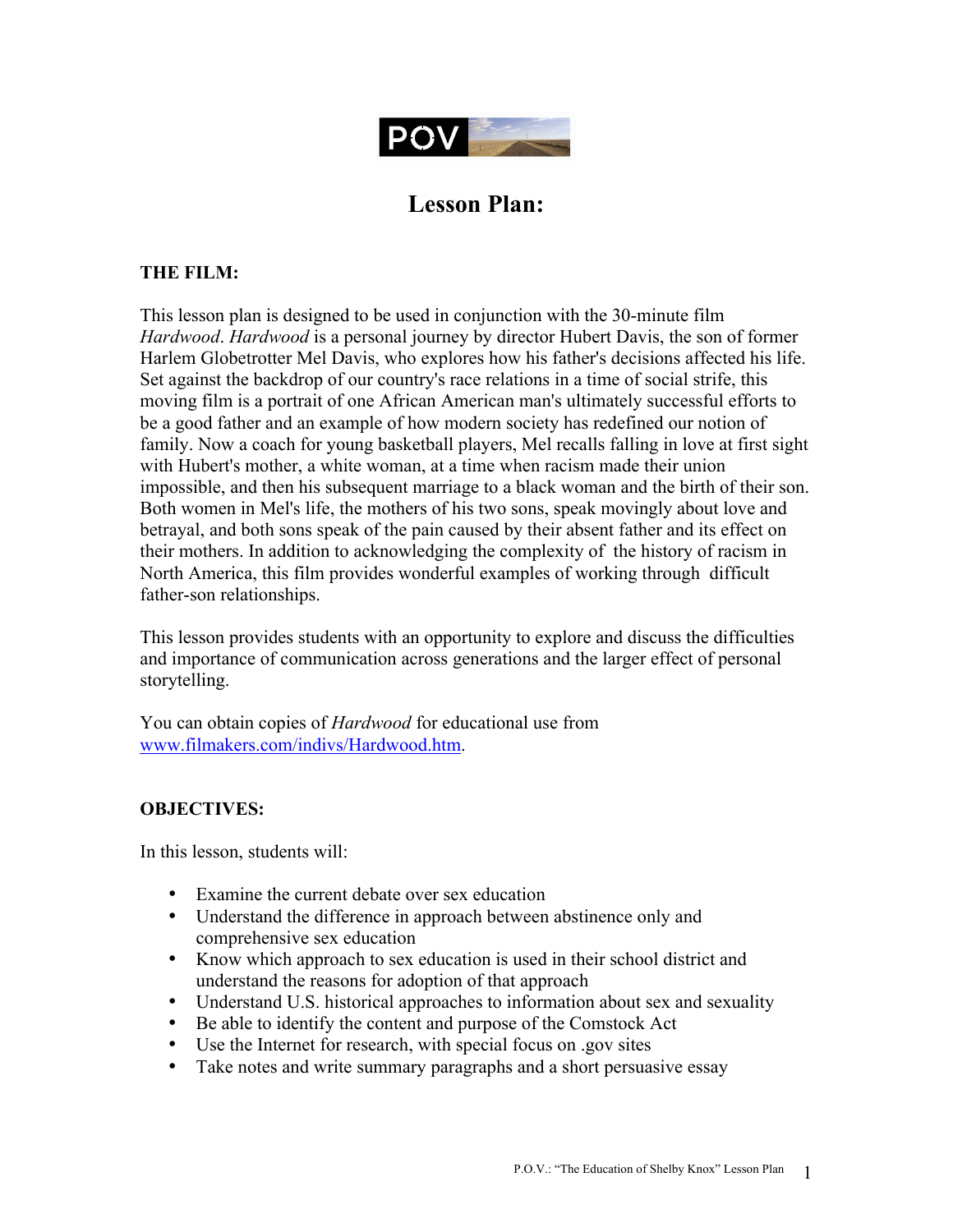# Lesson Plan:

**THE FILM:**

This lesson plan is designed to be used in conjunction with the 30-minute film *Hardwood*. *Hardwood* is a personal journey by director Hubert Davis, the son of former Harlem Globetrotter Mel Davis, who explores how his father's decisions affected his life. Set against the backdrop of our country's race relations in a time of social strife, this moving film is a portrait of one African American man's ultimately successful efforts to be a good father and an example of how modern society has redefined our notion of family. Now a coach for young basketball players, Mel recalls falling in love at first sight with Hubert's mother, a white woman, at a time when racism made their union impossible, and then his subsequent marriage to a black woman and the birth of their son. Both women in Mel's life, the mothers of his two sons, speak movingly about love and betrayal, and both sons speak of the pain caused by their absent father and its effect on their mothers. In addition to acknowledging the complexity of the history of racism in North America, this film provides wonderful examples of working through difficult father-son relationships.

This lesson provides students with an opportunity to explore and discuss the difficulties and importance of communication across generations and the larger effect of personal storytelling.

You can obtain copies of *Hardwood* for educational use from www.filmakers.com/indivs/Hardwood.htm.

**OBJECTIVES:**

In this lesson, students will:

- Examine the current debate over sex education
- Understand the difference in approach between abstinence only and comprehensive sex education
- Know which approach to sex education is used in their school district and understand the reasons for adoption of that approach
- Understand U.S. historical approaches to information about sex and sexuality
- Be able to identify the content and purpose of the Comstock Act
- Use the Internet for research, with special focus on .gov sites
- Take notes and write summary paragraphs and a short persuasive essay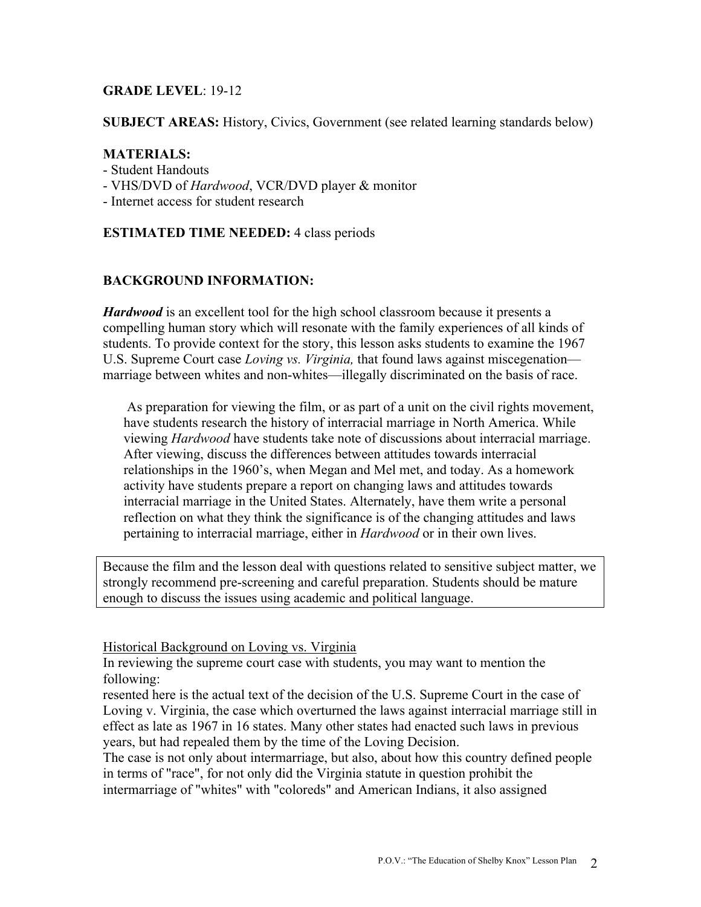**GRADE LEVEL**: 19-12

**SUBJECT AREAS:** History, Civics, Government (see related learning standards below)

**MATERIALS:**
- Student Handouts
- VHS/DVD of *Hardwood*, VCR/DVD player & monitor
- Internet access for student research

**ESTIMATED TIME NEEDED:** 4 class periods

**BACKGROUND INFORMATION:**

***Hardwood*** is an excellent tool for the high school classroom because it presents a compelling human story which will resonate with the family experiences of all kinds of students. To provide context for the story, this lesson asks students to examine the 1967 U.S. Supreme Court case *Loving vs. Virginia,* that found laws against miscegenation—marriage between whites and non-whites—illegally discriminated on the basis of race.

As preparation for viewing the film, or as part of a unit on the civil rights movement, have students research the history of interracial marriage in North America. While viewing *Hardwood* have students take note of discussions about interracial marriage. After viewing, discuss the differences between attitudes towards interracial relationships in the 1960's, when Megan and Mel met, and today. As a homework activity have students prepare a report on changing laws and attitudes towards interracial marriage in the United States. Alternately, have them write a personal reflection on what they think the significance is of the changing attitudes and laws pertaining to interracial marriage, either in *Hardwood* or in their own lives.

> Because the film and the lesson deal with questions related to sensitive subject matter, we strongly recommend pre-screening and careful preparation. Students should be mature enough to discuss the issues using academic and political language.

Historical Background on Loving vs. Virginia

In reviewing the supreme court case with students, you may want to mention the following:

resented here is the actual text of the decision of the U.S. Supreme Court in the case of Loving v. Virginia, the case which overturned the laws against interracial marriage still in effect as late as 1967 in 16 states. Many other states had enacted such laws in previous years, but had repealed them by the time of the Loving Decision.

The case is not only about intermarriage, but also, about how this country defined people in terms of "race", for not only did the Virginia statute in question prohibit the intermarriage of "whites" with "coloreds" and American Indians, it also assigned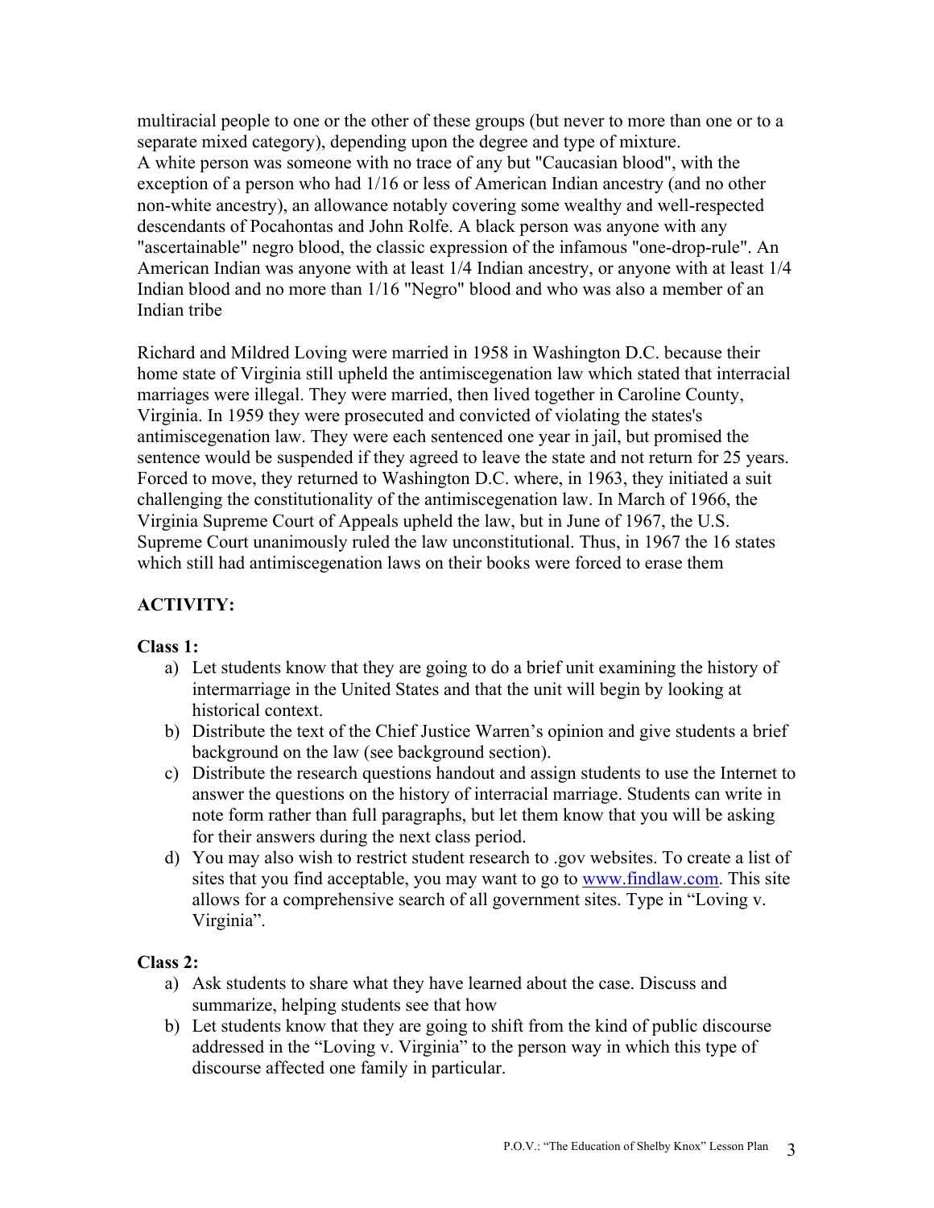multiracial people to one or the other of these groups (but never to more than one or to a separate mixed category), depending upon the degree and type of mixture.
A white person was someone with no trace of any but "Caucasian blood", with the exception of a person who had 1/16 or less of American Indian ancestry (and no other non-white ancestry), an allowance notably covering some wealthy and well-respected descendants of Pocahontas and John Rolfe. A black person was anyone with any "ascertainable" negro blood, the classic expression of the infamous "one-drop-rule". An American Indian was anyone with at least 1/4 Indian ancestry, or anyone with at least 1/4 Indian blood and no more than 1/16 "Negro" blood and who was also a member of an Indian tribe

Richard and Mildred Loving were married in 1958 in Washington D.C. because their home state of Virginia still upheld the antimiscegenation law which stated that interracial marriages were illegal. They were married, then lived together in Caroline County, Virginia. In 1959 they were prosecuted and convicted of violating the states's antimiscegenation law. They were each sentenced one year in jail, but promised the sentence would be suspended if they agreed to leave the state and not return for 25 years. Forced to move, they returned to Washington D.C. where, in 1963, they initiated a suit challenging the constitutionality of the antimiscegenation law. In March of 1966, the Virginia Supreme Court of Appeals upheld the law, but in June of 1967, the U.S. Supreme Court unanimously ruled the law unconstitutional. Thus, in 1967 the 16 states which still had antimiscegenation laws on their books were forced to erase them

**ACTIVITY:**

**Class 1:**

a) Let students know that they are going to do a brief unit examining the history of intermarriage in the United States and that the unit will begin by looking at historical context.
b) Distribute the text of the Chief Justice Warren's opinion and give students a brief background on the law (see background section).
c) Distribute the research questions handout and assign students to use the Internet to answer the questions on the history of interracial marriage. Students can write in note form rather than full paragraphs, but let them know that you will be asking for their answers during the next class period.
d) You may also wish to restrict student research to .gov websites. To create a list of sites that you find acceptable, you may want to go to www.findlaw.com. This site allows for a comprehensive search of all government sites. Type in "Loving v. Virginia".

**Class 2:**

a) Ask students to share what they have learned about the case. Discuss and summarize, helping students see that how
b) Let students know that they are going to shift from the kind of public discourse addressed in the "Loving v. Virginia" to the person way in which this type of discourse affected one family in particular.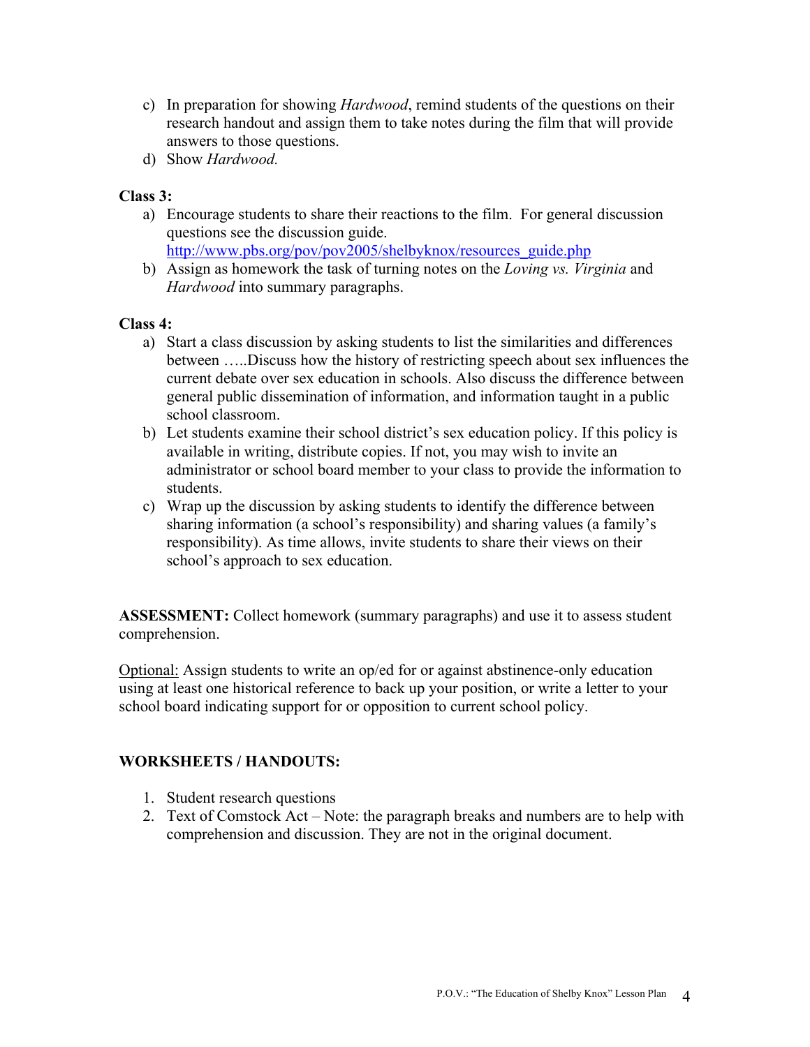c) In preparation for showing *Hardwood*, remind students of the questions on their research handout and assign them to take notes during the film that will provide answers to those questions.

d) Show *Hardwood.*

**Class 3:**

a) Encourage students to share their reactions to the film. For general discussion questions see the discussion guide. http://www.pbs.org/pov/pov2005/shelbyknox/resources_guide.php

b) Assign as homework the task of turning notes on the *Loving vs. Virginia* and *Hardwood* into summary paragraphs.

**Class 4:**

a) Start a class discussion by asking students to list the similarities and differences between …..Discuss how the history of restricting speech about sex influences the current debate over sex education in schools. Also discuss the difference between general public dissemination of information, and information taught in a public school classroom.

b) Let students examine their school district's sex education policy. If this policy is available in writing, distribute copies. If not, you may wish to invite an administrator or school board member to your class to provide the information to students.

c) Wrap up the discussion by asking students to identify the difference between sharing information (a school's responsibility) and sharing values (a family's responsibility). As time allows, invite students to share their views on their school's approach to sex education.

**ASSESSMENT:** Collect homework (summary paragraphs) and use it to assess student comprehension.

<u>Optional:</u> Assign students to write an op/ed for or against abstinence-only education using at least one historical reference to back up your position, or write a letter to your school board indicating support for or opposition to current school policy.

**WORKSHEETS / HANDOUTS:**

1. Student research questions
2. Text of Comstock Act – Note: the paragraph breaks and numbers are to help with comprehension and discussion. They are not in the original document.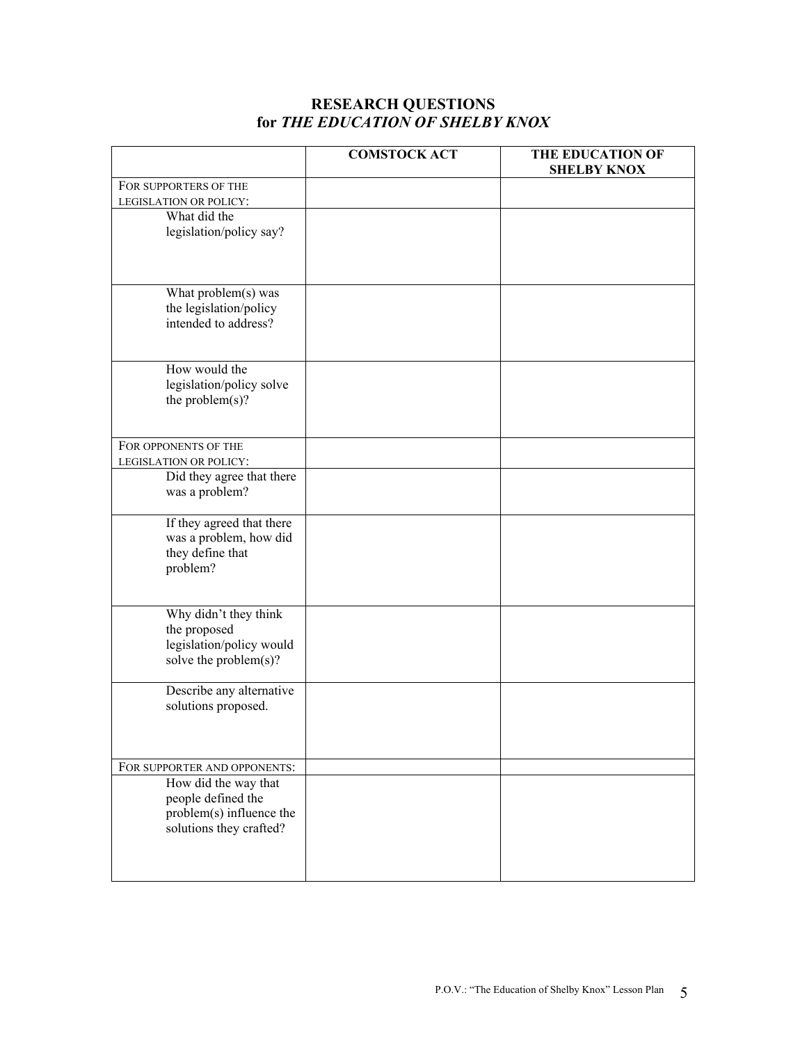# RESEARCH QUESTIONS
## for *THE EDUCATION OF SHELBY KNOX*

| | COMSTOCK ACT | THE EDUCATION OF SHELBY KNOX |
|---|---|---|
| FOR SUPPORTERS OF THE LEGISLATION OR POLICY: | | |
| What did the legislation/policy say? | | |
| What problem(s) was the legislation/policy intended to address? | | |
| How would the legislation/policy solve the problem(s)? | | |
| FOR OPPONENTS OF THE LEGISLATION OR POLICY: | | |
| Did they agree that there was a problem? | | |
| If they agreed that there was a problem, how did they define that problem? | | |
| Why didn't they think the proposed legislation/policy would solve the problem(s)? | | |
| Describe any alternative solutions proposed. | | |
| FOR SUPPORTER AND OPPONENTS: | | |
| How did the way that people defined the problem(s) influence the solutions they crafted? | | |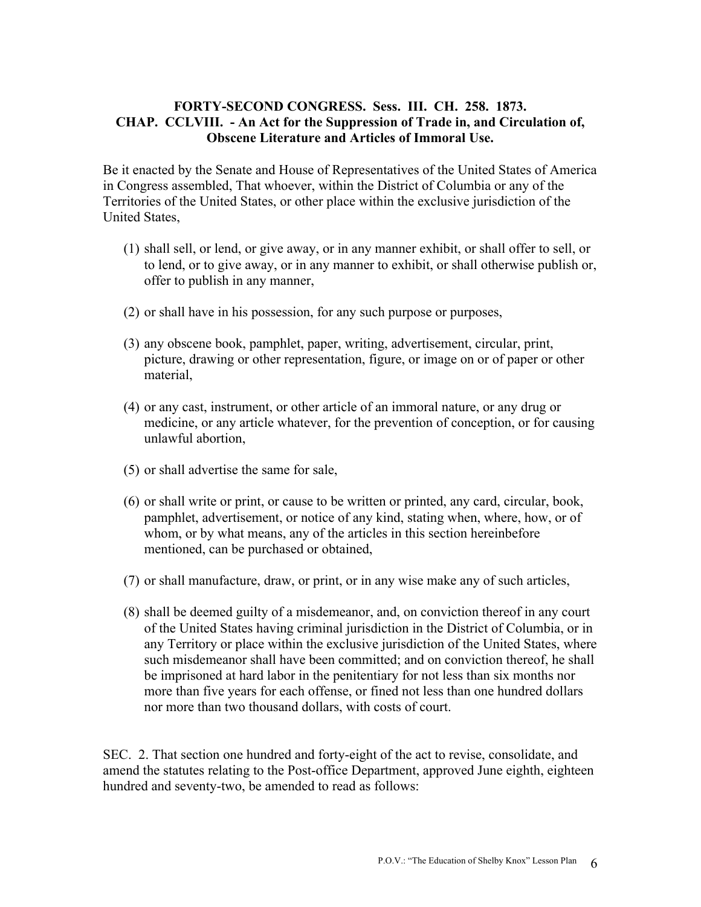**FORTY-SECOND CONGRESS. Sess. III. CH. 258. 1873.**
**CHAP. CCLVIII. - An Act for the Suppression of Trade in, and Circulation of, Obscene Literature and Articles of Immoral Use.**

Be it enacted by the Senate and House of Representatives of the United States of America in Congress assembled, That whoever, within the District of Columbia or any of the Territories of the United States, or other place within the exclusive jurisdiction of the United States,

(1) shall sell, or lend, or give away, or in any manner exhibit, or shall offer to sell, or to lend, or to give away, or in any manner to exhibit, or shall otherwise publish or, offer to publish in any manner,

(2) or shall have in his possession, for any such purpose or purposes,

(3) any obscene book, pamphlet, paper, writing, advertisement, circular, print, picture, drawing or other representation, figure, or image on or of paper or other material,

(4) or any cast, instrument, or other article of an immoral nature, or any drug or medicine, or any article whatever, for the prevention of conception, or for causing unlawful abortion,

(5) or shall advertise the same for sale,

(6) or shall write or print, or cause to be written or printed, any card, circular, book, pamphlet, advertisement, or notice of any kind, stating when, where, how, or of whom, or by what means, any of the articles in this section hereinbefore mentioned, can be purchased or obtained,

(7) or shall manufacture, draw, or print, or in any wise make any of such articles,

(8) shall be deemed guilty of a misdemeanor, and, on conviction thereof in any court of the United States having criminal jurisdiction in the District of Columbia, or in any Territory or place within the exclusive jurisdiction of the United States, where such misdemeanor shall have been committed; and on conviction thereof, he shall be imprisoned at hard labor in the penitentiary for not less than six months nor more than five years for each offense, or fined not less than one hundred dollars nor more than two thousand dollars, with costs of court.

SEC. 2. That section one hundred and forty-eight of the act to revise, consolidate, and amend the statutes relating to the Post-office Department, approved June eighth, eighteen hundred and seventy-two, be amended to read as follows: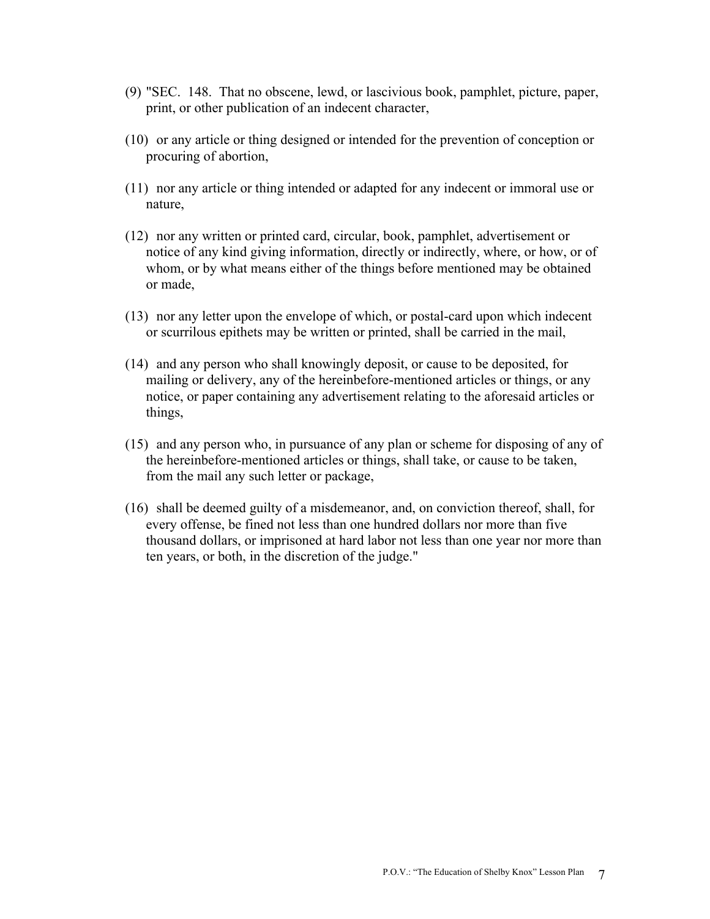(9) "SEC. 148. That no obscene, lewd, or lascivious book, pamphlet, picture, paper, print, or other publication of an indecent character,

(10) or any article or thing designed or intended for the prevention of conception or procuring of abortion,

(11) nor any article or thing intended or adapted for any indecent or immoral use or nature,

(12) nor any written or printed card, circular, book, pamphlet, advertisement or notice of any kind giving information, directly or indirectly, where, or how, or of whom, or by what means either of the things before mentioned may be obtained or made,

(13) nor any letter upon the envelope of which, or postal-card upon which indecent or scurrilous epithets may be written or printed, shall be carried in the mail,

(14) and any person who shall knowingly deposit, or cause to be deposited, for mailing or delivery, any of the hereinbefore-mentioned articles or things, or any notice, or paper containing any advertisement relating to the aforesaid articles or things,

(15) and any person who, in pursuance of any plan or scheme for disposing of any of the hereinbefore-mentioned articles or things, shall take, or cause to be taken, from the mail any such letter or package,

(16) shall be deemed guilty of a misdemeanor, and, on conviction thereof, shall, for every offense, be fined not less than one hundred dollars nor more than five thousand dollars, or imprisoned at hard labor not less than one year nor more than ten years, or both, in the discretion of the judge."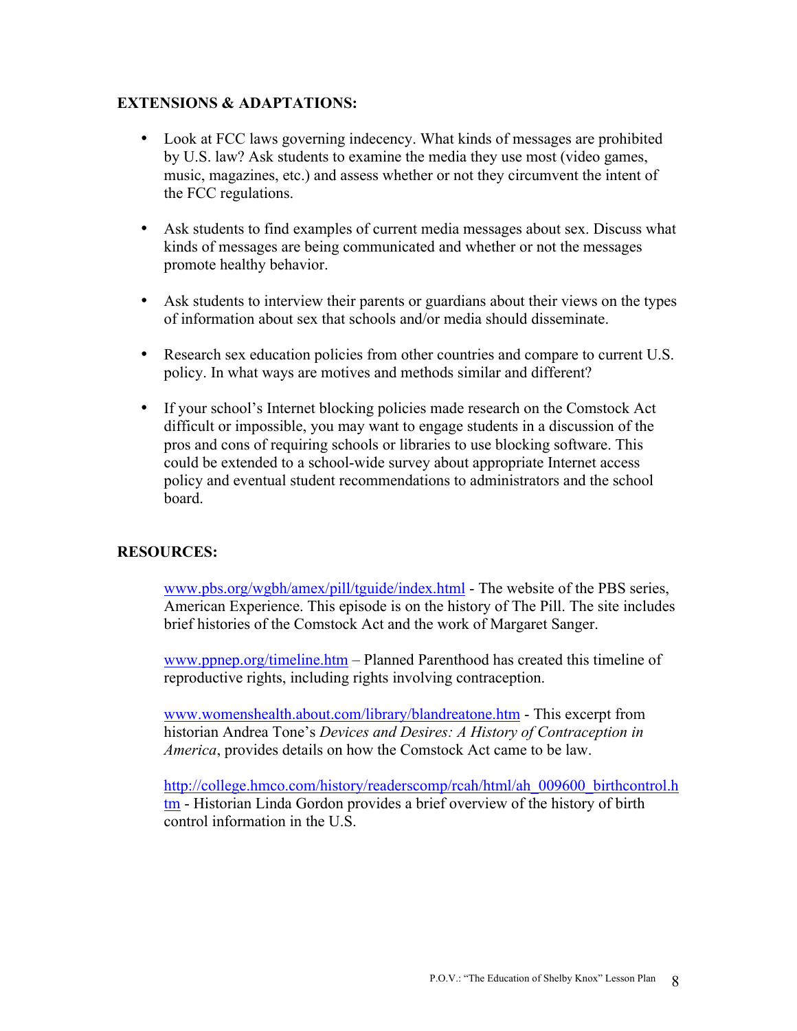**EXTENSIONS & ADAPTATIONS:**

- Look at FCC laws governing indecency. What kinds of messages are prohibited by U.S. law? Ask students to examine the media they use most (video games, music, magazines, etc.) and assess whether or not they circumvent the intent of the FCC regulations.

- Ask students to find examples of current media messages about sex. Discuss what kinds of messages are being communicated and whether or not the messages promote healthy behavior.

- Ask students to interview their parents or guardians about their views on the types of information about sex that schools and/or media should disseminate.

- Research sex education policies from other countries and compare to current U.S. policy. In what ways are motives and methods similar and different?

- If your school's Internet blocking policies made research on the Comstock Act difficult or impossible, you may want to engage students in a discussion of the pros and cons of requiring schools or libraries to use blocking software. This could be extended to a school-wide survey about appropriate Internet access policy and eventual student recommendations to administrators and the school board.

**RESOURCES:**

www.pbs.org/wgbh/amex/pill/tguide/index.html - The website of the PBS series, American Experience. This episode is on the history of The Pill. The site includes brief histories of the Comstock Act and the work of Margaret Sanger.

www.ppnep.org/timeline.htm – Planned Parenthood has created this timeline of reproductive rights, including rights involving contraception.

www.womenshealth.about.com/library/blandreatone.htm - This excerpt from historian Andrea Tone's *Devices and Desires: A History of Contraception in America*, provides details on how the Comstock Act came to be law.

http://college.hmco.com/history/readerscomp/rcah/html/ah_009600_birthcontrol.htm - Historian Linda Gordon provides a brief overview of the history of birth control information in the U.S.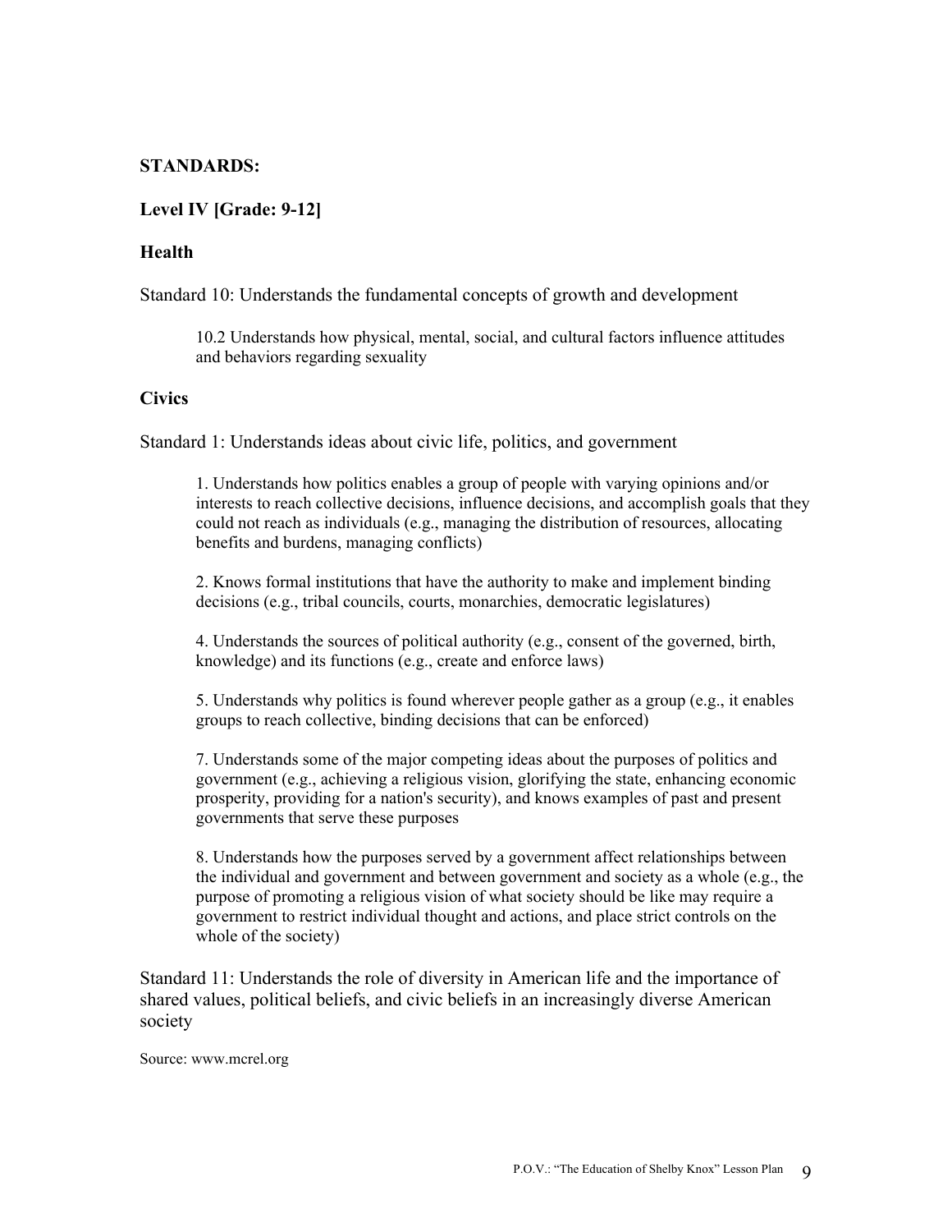**STANDARDS:**

**Level IV [Grade: 9-12]**

**Health**

Standard 10: Understands the fundamental concepts of growth and development

> 10.2 Understands how physical, mental, social, and cultural factors influence attitudes and behaviors regarding sexuality

**Civics**

Standard 1: Understands ideas about civic life, politics, and government

> 1. Understands how politics enables a group of people with varying opinions and/or interests to reach collective decisions, influence decisions, and accomplish goals that they could not reach as individuals (e.g., managing the distribution of resources, allocating benefits and burdens, managing conflicts)
>
> 2. Knows formal institutions that have the authority to make and implement binding decisions (e.g., tribal councils, courts, monarchies, democratic legislatures)
>
> 4. Understands the sources of political authority (e.g., consent of the governed, birth, knowledge) and its functions (e.g., create and enforce laws)
>
> 5. Understands why politics is found wherever people gather as a group (e.g., it enables groups to reach collective, binding decisions that can be enforced)
>
> 7. Understands some of the major competing ideas about the purposes of politics and government (e.g., achieving a religious vision, glorifying the state, enhancing economic prosperity, providing for a nation's security), and knows examples of past and present governments that serve these purposes
>
> 8. Understands how the purposes served by a government affect relationships between the individual and government and between government and society as a whole (e.g., the purpose of promoting a religious vision of what society should be like may require a government to restrict individual thought and actions, and place strict controls on the whole of the society)

Standard 11: Understands the role of diversity in American life and the importance of shared values, political beliefs, and civic beliefs in an increasingly diverse American society

Source: www.mcrel.org